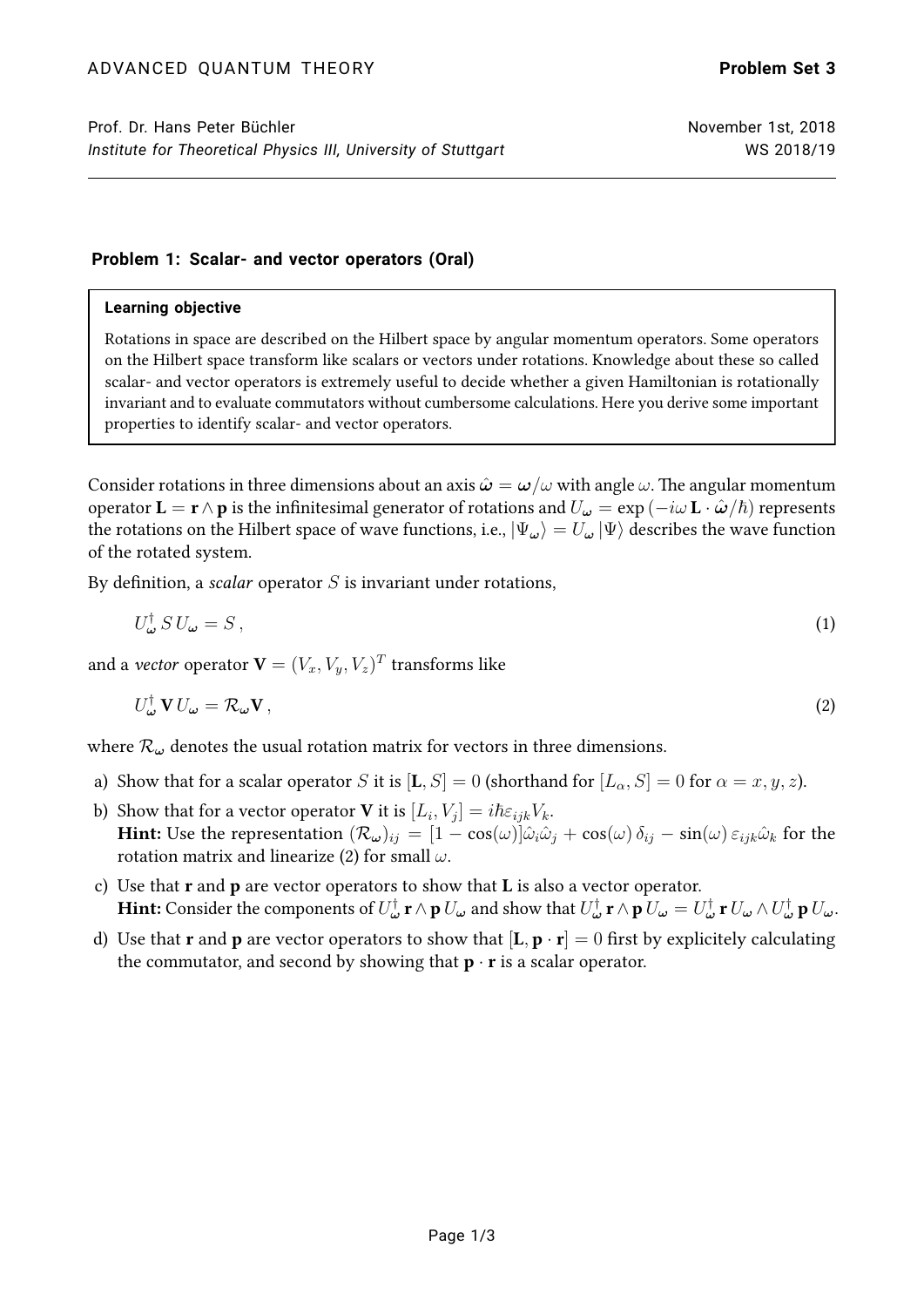ADVANCED QUANTUM THEORY **Problem Set 3**

Prof. Dr. Hans Peter Büchler November 1st, 2018
*Institute for Theoretical Physics III, University of Stuttgart* WS 2018/19

---

## Problem 1: Scalar- and vector operators (Oral)

> **Learning objective**
>
> Rotations in space are described on the Hilbert space by angular momentum operators. Some operators on the Hilbert space transform like scalars or vectors under rotations. Knowledge about these so called scalar- and vector operators is extremely useful to decide whether a given Hamiltonian is rotationally invariant and to evaluate commutators without cumbersome calculations. Here you derive some important properties to identify scalar- and vector operators.

Consider rotations in three dimensions about an axis $\hat{\boldsymbol{\omega}} = \boldsymbol{\omega}/\omega$ with angle $\omega$. The angular momentum operator $\mathbf{L} = \mathbf{r} \wedge \mathbf{p}$ is the infinitesimal generator of rotations and $U_{\boldsymbol{\omega}} = \exp\left(-i\omega\, \mathbf{L} \cdot \hat{\boldsymbol{\omega}}/\hbar\right)$ represents the rotations on the Hilbert space of wave functions, i.e., $|\Psi_{\boldsymbol{\omega}}\rangle = U_{\boldsymbol{\omega}} |\Psi\rangle$ describes the wave function of the rotated system.

By definition, a *scalar* operator $S$ is invariant under rotations,

$$U^\dagger_{\boldsymbol{\omega}}\, S\, U_{\boldsymbol{\omega}} = S\,, \tag{1}$$

and a *vector* operator $\mathbf{V} = (V_x, V_y, V_z)^T$ transforms like

$$U^\dagger_{\boldsymbol{\omega}}\, \mathbf{V}\, U_{\boldsymbol{\omega}} = \mathcal{R}_{\boldsymbol{\omega}} \mathbf{V}\,, \tag{2}$$

where $\mathcal{R}_{\boldsymbol{\omega}}$ denotes the usual rotation matrix for vectors in three dimensions.

a) Show that for a scalar operator $S$ it is $[\mathbf{L}, S] = 0$ (shorthand for $[L_\alpha, S] = 0$ for $\alpha = x, y, z$).

b) Show that for a vector operator $\mathbf{V}$ it is $[L_i, V_j] = i\hbar\varepsilon_{ijk}V_k$.
**Hint:** Use the representation $(\mathcal{R}_{\boldsymbol{\omega}})_{ij} = [1 - \cos(\omega)]\hat{\omega}_i\hat{\omega}_j + \cos(\omega)\,\delta_{ij} - \sin(\omega)\,\varepsilon_{ijk}\hat{\omega}_k$ for the rotation matrix and linearize (2) for small $\omega$.

c) Use that $\mathbf{r}$ and $\mathbf{p}$ are vector operators to show that $\mathbf{L}$ is also a vector operator.
**Hint:** Consider the components of $U^\dagger_{\boldsymbol{\omega}}\, \mathbf{r} \wedge \mathbf{p}\, U_{\boldsymbol{\omega}}$ and show that $U^\dagger_{\boldsymbol{\omega}}\, \mathbf{r} \wedge \mathbf{p}\, U_{\boldsymbol{\omega}} = U^\dagger_{\boldsymbol{\omega}}\, \mathbf{r}\, U_{\boldsymbol{\omega}} \wedge U^\dagger_{\boldsymbol{\omega}}\, \mathbf{p}\, U_{\boldsymbol{\omega}}$.

d) Use that $\mathbf{r}$ and $\mathbf{p}$ are vector operators to show that $[\mathbf{L}, \mathbf{p} \cdot \mathbf{r}] = 0$ first by explicitely calculating the commutator, and second by showing that $\mathbf{p} \cdot \mathbf{r}$ is a scalar operator.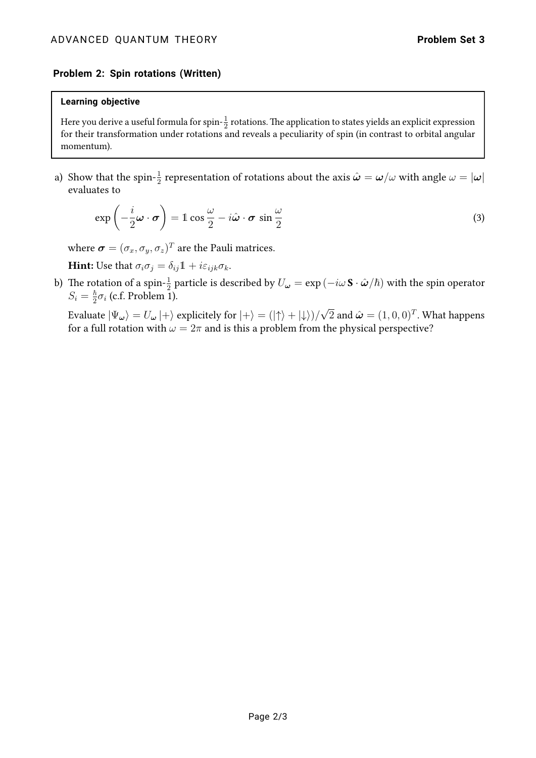## Problem 2: Spin rotations (Written)

> **Learning objective**
>
> Here you derive a useful formula for spin-$\frac{1}{2}$ rotations. The application to states yields an explicit expression for their transformation under rotations and reveals a peculiarity of spin (in contrast to orbital angular momentum).

a) Show that the spin-$\frac{1}{2}$ representation of rotations about the axis $\hat{\boldsymbol{\omega}} = \boldsymbol{\omega}/\omega$ with angle $\omega = |\boldsymbol{\omega}|$ evaluates to

$$\exp\left(-\frac{i}{2}\boldsymbol{\omega} \cdot \boldsymbol{\sigma}\right) = \mathbb{1}\cos\frac{\omega}{2} - i\hat{\boldsymbol{\omega}} \cdot \boldsymbol{\sigma}\,\sin\frac{\omega}{2} \tag{3}$$

where $\boldsymbol{\sigma} = (\sigma_x, \sigma_y, \sigma_z)^T$ are the Pauli matrices.

**Hint:** Use that $\sigma_i \sigma_j = \delta_{ij}\mathbb{1} + i\varepsilon_{ijk}\sigma_k$.

b) The rotation of a spin-$\frac{1}{2}$ particle is described by $U_{\boldsymbol{\omega}} = \exp\left(-i\omega\,\mathbf{S} \cdot \hat{\boldsymbol{\omega}}/\hbar\right)$ with the spin operator $S_i = \frac{\hbar}{2}\sigma_i$ (c.f. Problem 1).

Evaluate $|\Psi_{\boldsymbol{\omega}}\rangle = U_{\boldsymbol{\omega}}|+\rangle$ explicitly for $|+\rangle = (|\uparrow\rangle + |\downarrow\rangle)/\sqrt{2}$ and $\hat{\boldsymbol{\omega}} = (1, 0, 0)^T$. What happens for a full rotation with $\omega = 2\pi$ and is this a problem from the physical perspective?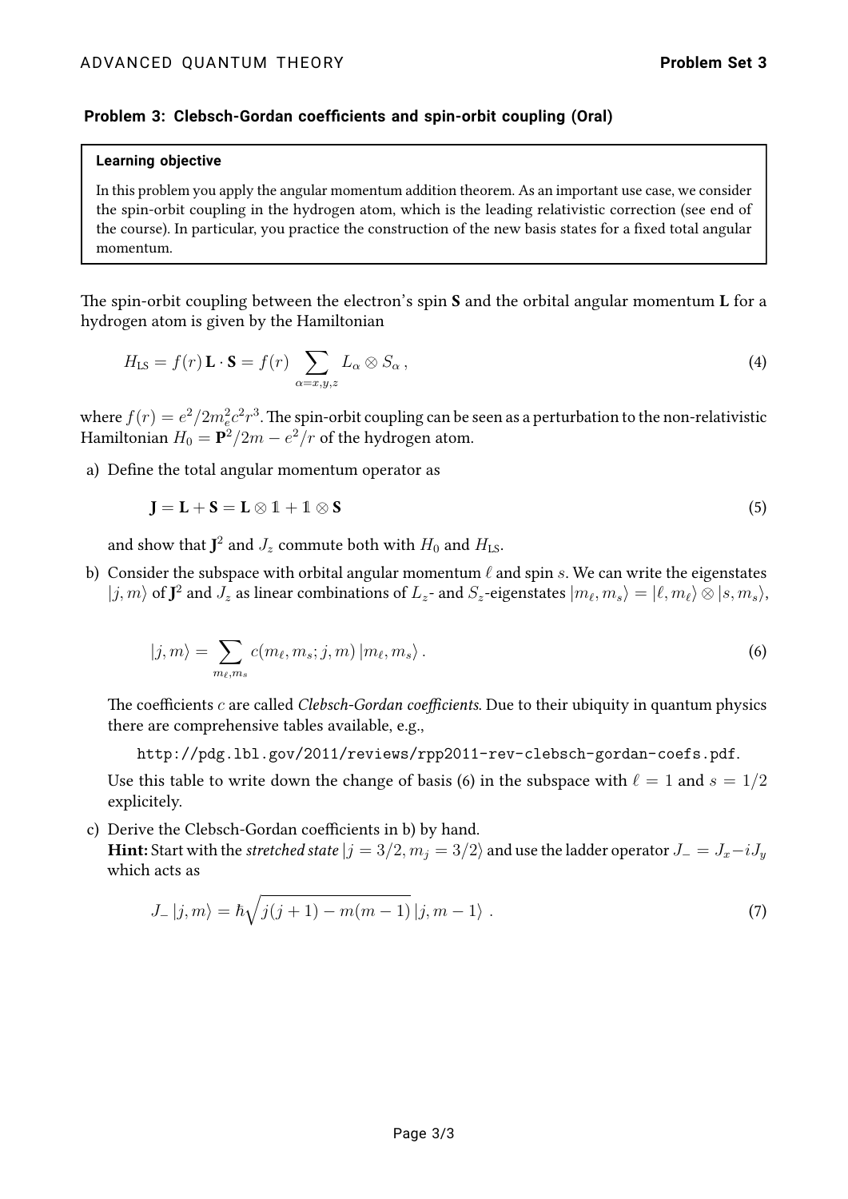### Problem 3: Clebsch-Gordan coefficients and spin-orbit coupling (Oral)

> **Learning objective**
>
> In this problem you apply the angular momentum addition theorem. As an important use case, we consider the spin-orbit coupling in the hydrogen atom, which is the leading relativistic correction (see end of the course). In particular, you practice the construction of the new basis states for a fixed total angular momentum.

The spin-orbit coupling between the electron's spin **S** and the orbital angular momentum **L** for a hydrogen atom is given by the Hamiltonian

$$H_{\text{LS}} = f(r)\, \mathbf{L} \cdot \mathbf{S} = f(r) \sum_{\alpha = x,y,z} L_\alpha \otimes S_\alpha \,, \tag{4}$$

where $f(r) = e^2/2m_e^2 c^2 r^3$. The spin-orbit coupling can be seen as a perturbation to the non-relativistic Hamiltonian $H_0 = \mathbf{P}^2/2m - e^2/r$ of the hydrogen atom.

a) Define the total angular momentum operator as

$$\mathbf{J} = \mathbf{L} + \mathbf{S} = \mathbf{L} \otimes \mathbb{1} + \mathbb{1} \otimes \mathbf{S} \tag{5}$$

and show that $\mathbf{J}^2$ and $J_z$ commute both with $H_0$ and $H_{\text{LS}}$.

b) Consider the subspace with orbital angular momentum $\ell$ and spin $s$. We can write the eigenstates $|j, m\rangle$ of $\mathbf{J}^2$ and $J_z$ as linear combinations of $L_z$- and $S_z$-eigenstates $|m_\ell, m_s\rangle = |\ell, m_\ell\rangle \otimes |s, m_s\rangle$,

$$|j, m\rangle = \sum_{m_\ell, m_s} c(m_\ell, m_s; j, m)\, |m_\ell, m_s\rangle \,. \tag{6}$$

The coefficients $c$ are called *Clebsch-Gordan coefficients*. Due to their ubiquity in quantum physics there are comprehensive tables available, e.g.,

`http://pdg.lbl.gov/2011/reviews/rpp2011-rev-clebsch-gordan-coefs.pdf`.

Use this table to write down the change of basis (6) in the subspace with $\ell = 1$ and $s = 1/2$ explicitely.

c) Derive the Clebsch-Gordan coefficients in b) by hand.
**Hint:** Start with the *stretched state* $|j = 3/2, m_j = 3/2\rangle$ and use the ladder operator $J_- = J_x - iJ_y$ which acts as

$$J_- \,|j, m\rangle = \hbar \sqrt{j(j+1) - m(m-1)}\, |j, m-1\rangle \,. \tag{7}$$